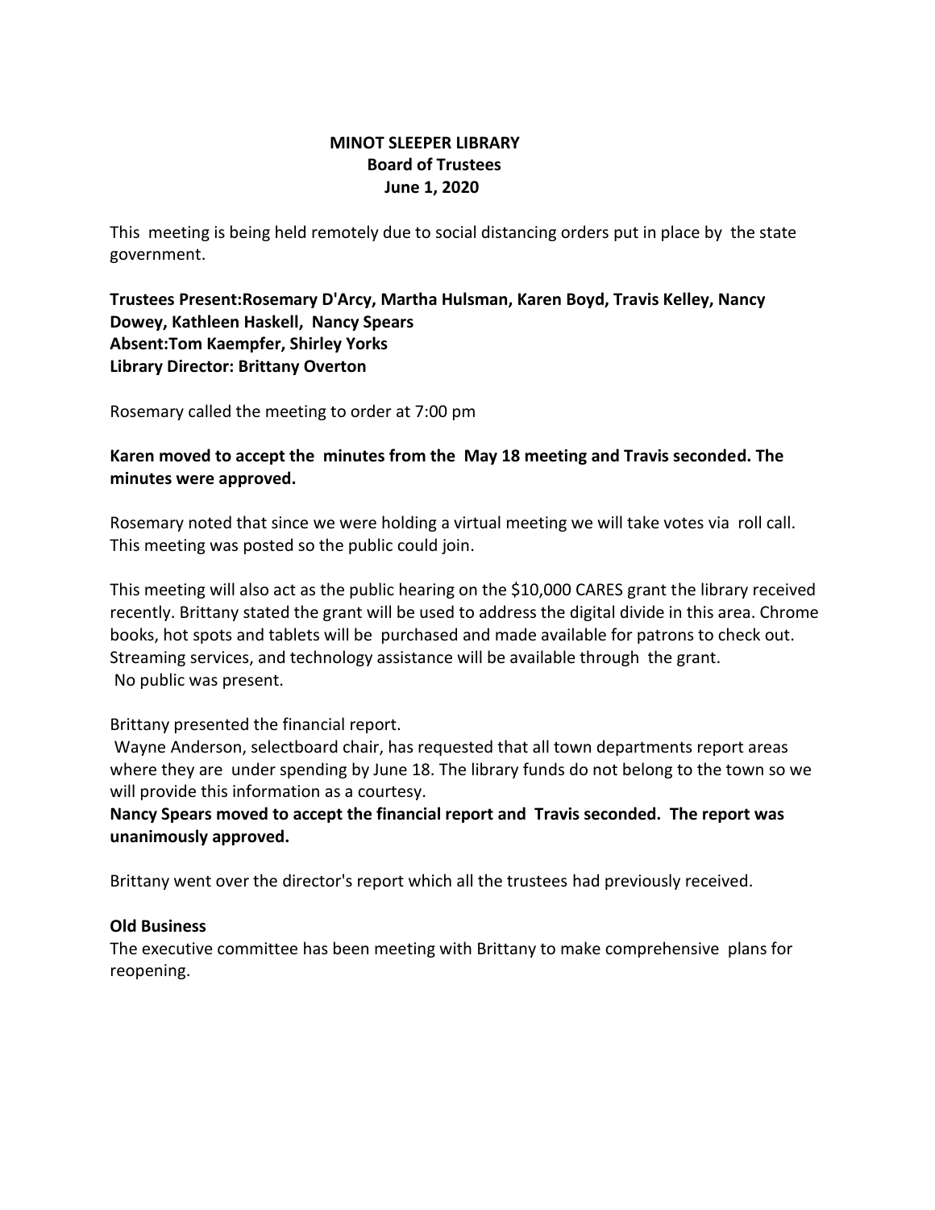**MINOT SLEEPER LIBRARY**
**Board of Trustees**
**June 1, 2020**

This meeting is being held remotely due to social distancing orders put in place by the state government.

**Trustees Present:Rosemary D'Arcy, Martha Hulsman, Karen Boyd, Travis Kelley, Nancy Dowey, Kathleen Haskell, Nancy Spears**
**Absent:Tom Kaempfer, Shirley Yorks**
**Library Director: Brittany Overton**

Rosemary called the meeting to order at 7:00 pm

**Karen moved to accept the minutes from the May 18 meeting and Travis seconded. The minutes were approved.**

Rosemary noted that since we were holding a virtual meeting we will take votes via roll call. This meeting was posted so the public could join.

This meeting will also act as the public hearing on the $10,000 CARES grant the library received recently. Brittany stated the grant will be used to address the digital divide in this area. Chrome books, hot spots and tablets will be purchased and made available for patrons to check out. Streaming services, and technology assistance will be available through the grant.
No public was present.

Brittany presented the financial report.
Wayne Anderson, selectboard chair, has requested that all town departments report areas where they are under spending by June 18. The library funds do not belong to the town so we will provide this information as a courtesy.
**Nancy Spears moved to accept the financial report and Travis seconded. The report was unanimously approved.**

Brittany went over the director's report which all the trustees had previously received.

**Old Business**
The executive committee has been meeting with Brittany to make comprehensive plans for reopening.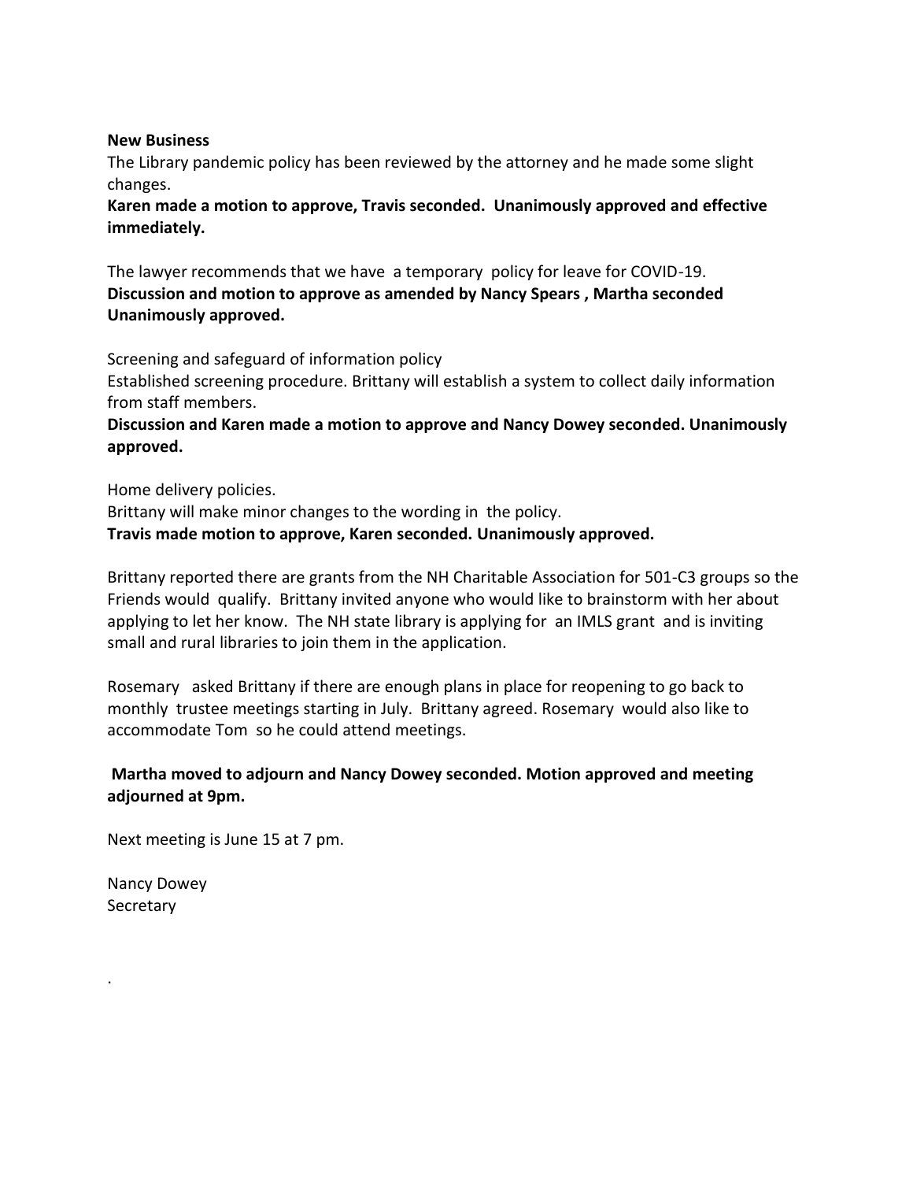**New Business**

The Library pandemic policy has been reviewed by the attorney and he made some slight changes.

**Karen made a motion to approve, Travis seconded. Unanimously approved and effective immediately.**

The lawyer recommends that we have a temporary policy for leave for COVID-19.

**Discussion and motion to approve as amended by Nancy Spears , Martha seconded Unanimously approved.**

Screening and safeguard of information policy

Established screening procedure. Brittany will establish a system to collect daily information from staff members.

**Discussion and Karen made a motion to approve and Nancy Dowey seconded. Unanimously approved.**

Home delivery policies.

Brittany will make minor changes to the wording in the policy.

**Travis made motion to approve, Karen seconded. Unanimously approved.**

Brittany reported there are grants from the NH Charitable Association for 501-C3 groups so the Friends would qualify. Brittany invited anyone who would like to brainstorm with her about applying to let her know. The NH state library is applying for an IMLS grant and is inviting small and rural libraries to join them in the application.

Rosemary asked Brittany if there are enough plans in place for reopening to go back to monthly trustee meetings starting in July. Brittany agreed. Rosemary would also like to accommodate Tom so he could attend meetings.

**Martha moved to adjourn and Nancy Dowey seconded. Motion approved and meeting adjourned at 9pm.**

Next meeting is June 15 at 7 pm.

Nancy Dowey
Secretary

.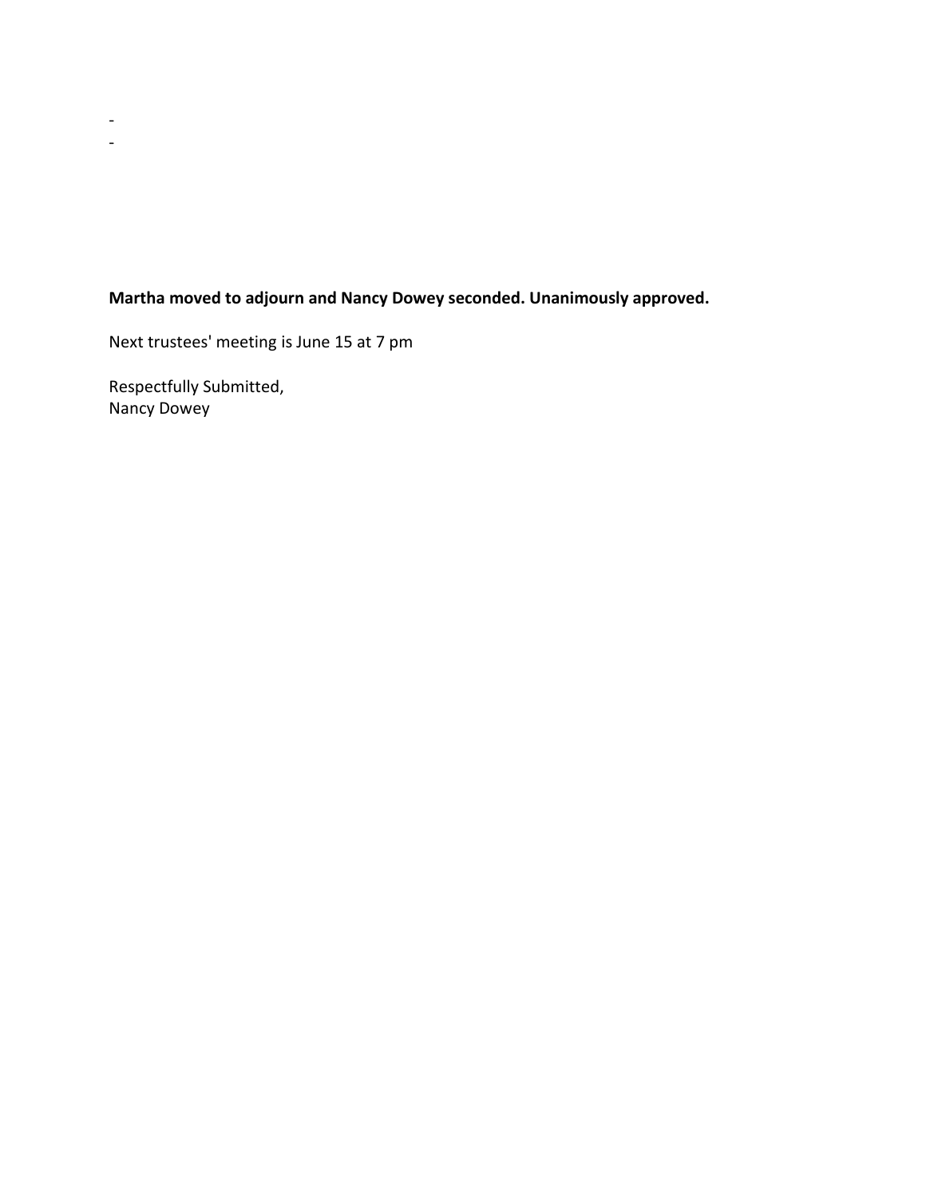-
-

**Martha moved to adjourn and Nancy Dowey seconded. Unanimously approved.**

Next trustees' meeting is June 15 at 7 pm

Respectfully Submitted,
Nancy Dowey